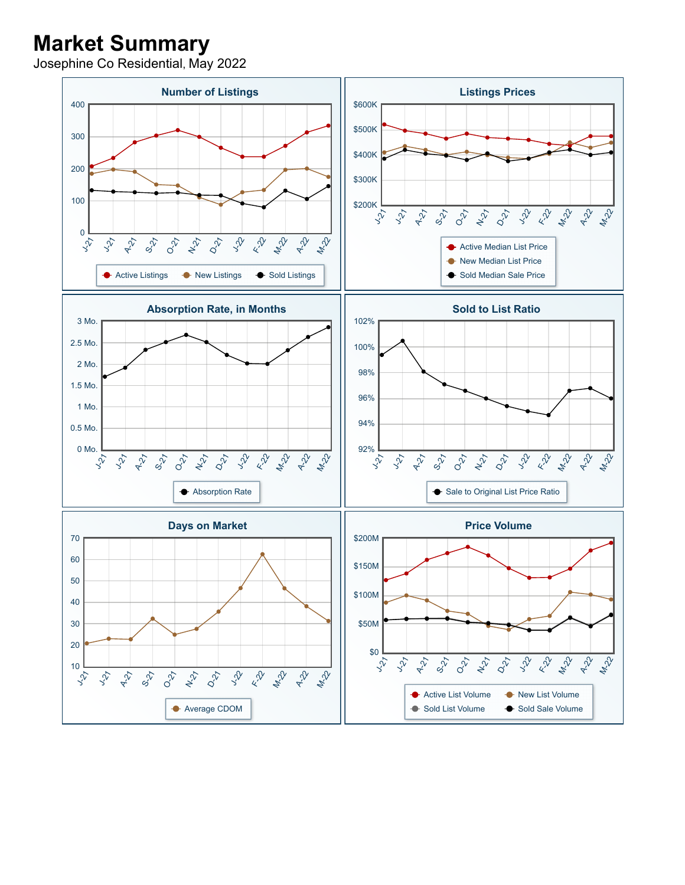# Market Summary

Josephine Co Residential, May 2022

### Number of Listings

400, 300, 200, 100, 0

J-21, J-21, A-21, S-21, O-21, N-21, D-21, J-22, F-22, M-22, A-22, M-22

Active Listings · New Listings · Sold Listings

### Listings Prices

$600K, $500K, $400K, $300K, $200K

J-21, J-21, A-21, S-21, O-21, N-21, D-21, J-22, F-22, M-22, A-22, M-22

Active Median List Price · New Median List Price · Sold Median Sale Price

### Absorption Rate, in Months

3 Mo., 2.5 Mo., 2 Mo., 1.5 Mo., 1 Mo., 0.5 Mo., 0 Mo.

J-21, J-21, A-21, S-21, O-21, N-21, D-21, J-22, F-22, M-22, A-22, M-22

Absorption Rate

### Sold to List Ratio

102%, 100%, 98%, 96%, 94%, 92%

J-21, J-21, A-21, S-21, O-21, N-21, D-21, J-22, F-22, M-22, A-22, M-22

Sale to Original List Price Ratio

### Days on Market

70, 60, 50, 40, 30, 20, 10

J-21, J-21, A-21, S-21, O-21, N-21, D-21, J-22, F-22, M-22, A-22, M-22

Average CDOM

### Price Volume

$200M, $150M, $100M, $50M, $0

J-21, J-21, A-21, S-21, O-21, N-21, D-21, J-22, F-22, M-22, A-22, M-22

Active List Volume · New List Volume · Sold List Volume · Sold Sale Volume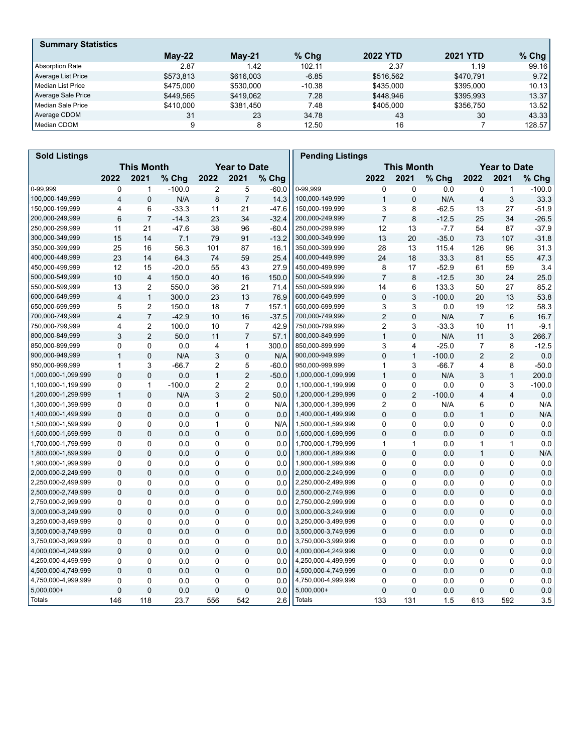## Summary Statistics

| | May-22 | May-21 | % Chg | 2022 YTD | 2021 YTD | % Chg |
|---|---|---|---|---|---|---|
| Absorption Rate | 2.87 | 1.42 | 102.11 | 2.37 | 1.19 | 99.16 |
| Average List Price | $573,813 | $616,003 | -6.85 | $516,562 | $470,791 | 9.72 |
| Median List Price | $475,000 | $530,000 | -10.38 | $435,000 | $395,000 | 10.13 |
| Average Sale Price | $449,565 | $419,062 | 7.28 | $448,946 | $395,993 | 13.37 |
| Median Sale Price | $410,000 | $381,450 | 7.48 | $405,000 | $356,750 | 13.52 |
| Average CDOM | 31 | 23 | 34.78 | 43 | 30 | 43.33 |
| Median CDOM | 9 | 8 | 12.50 | 16 | 7 | 128.57 |

## Sold Listings

| | This Month | | | Year to Date | | |
|---|---|---|---|---|---|---|
| | 2022 | 2021 | % Chg | 2022 | 2021 | % Chg |
| 0-99,999 | 0 | 1 | -100.0 | 2 | 5 | -60.0 |
| 100,000-149,999 | 4 | 0 | N/A | 8 | 7 | 14.3 |
| 150,000-199,999 | 4 | 6 | -33.3 | 11 | 21 | -47.6 |
| 200,000-249,999 | 6 | 7 | -14.3 | 23 | 34 | -32.4 |
| 250,000-299,999 | 11 | 21 | -47.6 | 38 | 96 | -60.4 |
| 300,000-349,999 | 15 | 14 | 7.1 | 79 | 91 | -13.2 |
| 350,000-399,999 | 25 | 16 | 56.3 | 101 | 87 | 16.1 |
| 400,000-449,999 | 23 | 14 | 64.3 | 74 | 59 | 25.4 |
| 450,000-499,999 | 12 | 15 | -20.0 | 55 | 43 | 27.9 |
| 500,000-549,999 | 10 | 4 | 150.0 | 40 | 16 | 150.0 |
| 550,000-599,999 | 13 | 2 | 550.0 | 36 | 21 | 71.4 |
| 600,000-649,999 | 4 | 1 | 300.0 | 23 | 13 | 76.9 |
| 650,000-699,999 | 5 | 2 | 150.0 | 18 | 7 | 157.1 |
| 700,000-749,999 | 4 | 7 | -42.9 | 10 | 16 | -37.5 |
| 750,000-799,999 | 4 | 2 | 100.0 | 10 | 7 | 42.9 |
| 800,000-849,999 | 3 | 2 | 50.0 | 11 | 7 | 57.1 |
| 850,000-899,999 | 0 | 0 | 0.0 | 4 | 1 | 300.0 |
| 900,000-949,999 | 1 | 0 | N/A | 3 | 0 | N/A |
| 950,000-999,999 | 1 | 3 | -66.7 | 2 | 5 | -60.0 |
| 1,000,000-1,099,999 | 0 | 0 | 0.0 | 1 | 2 | -50.0 |
| 1,100,000-1,199,999 | 0 | 1 | -100.0 | 2 | 2 | 0.0 |
| 1,200,000-1,299,999 | 1 | 0 | N/A | 3 | 2 | 50.0 |
| 1,300,000-1,399,999 | 0 | 0 | 0.0 | 1 | 0 | N/A |
| 1,400,000-1,499,999 | 0 | 0 | 0.0 | 0 | 0 | 0.0 |
| 1,500,000-1,599,999 | 0 | 0 | 0.0 | 1 | 0 | N/A |
| 1,600,000-1,699,999 | 0 | 0 | 0.0 | 0 | 0 | 0.0 |
| 1,700,000-1,799,999 | 0 | 0 | 0.0 | 0 | 0 | 0.0 |
| 1,800,000-1,899,999 | 0 | 0 | 0.0 | 0 | 0 | 0.0 |
| 1,900,000-1,999,999 | 0 | 0 | 0.0 | 0 | 0 | 0.0 |
| 2,000,000-2,249,999 | 0 | 0 | 0.0 | 0 | 0 | 0.0 |
| 2,250,000-2,499,999 | 0 | 0 | 0.0 | 0 | 0 | 0.0 |
| 2,500,000-2,749,999 | 0 | 0 | 0.0 | 0 | 0 | 0.0 |
| 2,750,000-2,999,999 | 0 | 0 | 0.0 | 0 | 0 | 0.0 |
| 3,000,000-3,249,999 | 0 | 0 | 0.0 | 0 | 0 | 0.0 |
| 3,250,000-3,499,999 | 0 | 0 | 0.0 | 0 | 0 | 0.0 |
| 3,500,000-3,749,999 | 0 | 0 | 0.0 | 0 | 0 | 0.0 |
| 3,750,000-3,999,999 | 0 | 0 | 0.0 | 0 | 0 | 0.0 |
| 4,000,000-4,249,999 | 0 | 0 | 0.0 | 0 | 0 | 0.0 |
| 4,250,000-4,499,999 | 0 | 0 | 0.0 | 0 | 0 | 0.0 |
| 4,500,000-4,749,999 | 0 | 0 | 0.0 | 0 | 0 | 0.0 |
| 4,750,000-4,999,999 | 0 | 0 | 0.0 | 0 | 0 | 0.0 |
| 5,000,000+ | 0 | 0 | 0.0 | 0 | 0 | 0.0 |
| Totals | 146 | 118 | 23.7 | 556 | 542 | 2.6 |

## Pending Listings

| | This Month | | | Year to Date | | |
|---|---|---|---|---|---|---|
| | 2022 | 2021 | % Chg | 2022 | 2021 | % Chg |
| 0-99,999 | 0 | 0 | 0.0 | 0 | 1 | -100.0 |
| 100,000-149,999 | 1 | 0 | N/A | 4 | 3 | 33.3 |
| 150,000-199,999 | 3 | 8 | -62.5 | 13 | 27 | -51.9 |
| 200,000-249,999 | 7 | 8 | -12.5 | 25 | 34 | -26.5 |
| 250,000-299,999 | 12 | 13 | -7.7 | 54 | 87 | -37.9 |
| 300,000-349,999 | 13 | 20 | -35.0 | 73 | 107 | -31.8 |
| 350,000-399,999 | 28 | 13 | 115.4 | 126 | 96 | 31.3 |
| 400,000-449,999 | 24 | 18 | 33.3 | 81 | 55 | 47.3 |
| 450,000-499,999 | 8 | 17 | -52.9 | 61 | 59 | 3.4 |
| 500,000-549,999 | 7 | 8 | -12.5 | 30 | 24 | 25.0 |
| 550,000-599,999 | 14 | 6 | 133.3 | 50 | 27 | 85.2 |
| 600,000-649,999 | 0 | 3 | -100.0 | 20 | 13 | 53.8 |
| 650,000-699,999 | 3 | 3 | 0.0 | 19 | 12 | 58.3 |
| 700,000-749,999 | 2 | 0 | N/A | 7 | 6 | 16.7 |
| 750,000-799,999 | 2 | 3 | -33.3 | 10 | 11 | -9.1 |
| 800,000-849,999 | 1 | 0 | N/A | 11 | 3 | 266.7 |
| 850,000-899,999 | 3 | 4 | -25.0 | 7 | 8 | -12.5 |
| 900,000-949,999 | 0 | 1 | -100.0 | 2 | 2 | 0.0 |
| 950,000-999,999 | 1 | 3 | -66.7 | 4 | 8 | -50.0 |
| 1,000,000-1,099,999 | 1 | 0 | N/A | 3 | 1 | 200.0 |
| 1,100,000-1,199,999 | 0 | 0 | 0.0 | 0 | 3 | -100.0 |
| 1,200,000-1,299,999 | 0 | 2 | -100.0 | 4 | 4 | 0.0 |
| 1,300,000-1,399,999 | 2 | 0 | N/A | 6 | 0 | N/A |
| 1,400,000-1,499,999 | 0 | 0 | 0.0 | 1 | 0 | N/A |
| 1,500,000-1,599,999 | 0 | 0 | 0.0 | 0 | 0 | 0.0 |
| 1,600,000-1,699,999 | 0 | 0 | 0.0 | 0 | 0 | 0.0 |
| 1,700,000-1,799,999 | 1 | 1 | 0.0 | 1 | 1 | 0.0 |
| 1,800,000-1,899,999 | 0 | 0 | 0.0 | 1 | 0 | N/A |
| 1,900,000-1,999,999 | 0 | 0 | 0.0 | 0 | 0 | 0.0 |
| 2,000,000-2,249,999 | 0 | 0 | 0.0 | 0 | 0 | 0.0 |
| 2,250,000-2,499,999 | 0 | 0 | 0.0 | 0 | 0 | 0.0 |
| 2,500,000-2,749,999 | 0 | 0 | 0.0 | 0 | 0 | 0.0 |
| 2,750,000-2,999,999 | 0 | 0 | 0.0 | 0 | 0 | 0.0 |
| 3,000,000-3,249,999 | 0 | 0 | 0.0 | 0 | 0 | 0.0 |
| 3,250,000-3,499,999 | 0 | 0 | 0.0 | 0 | 0 | 0.0 |
| 3,500,000-3,749,999 | 0 | 0 | 0.0 | 0 | 0 | 0.0 |
| 3,750,000-3,999,999 | 0 | 0 | 0.0 | 0 | 0 | 0.0 |
| 4,000,000-4,249,999 | 0 | 0 | 0.0 | 0 | 0 | 0.0 |
| 4,250,000-4,499,999 | 0 | 0 | 0.0 | 0 | 0 | 0.0 |
| 4,500,000-4,749,999 | 0 | 0 | 0.0 | 0 | 0 | 0.0 |
| 4,750,000-4,999,999 | 0 | 0 | 0.0 | 0 | 0 | 0.0 |
| 5,000,000+ | 0 | 0 | 0.0 | 0 | 0 | 0.0 |
| Totals | 133 | 131 | 1.5 | 613 | 592 | 3.5 |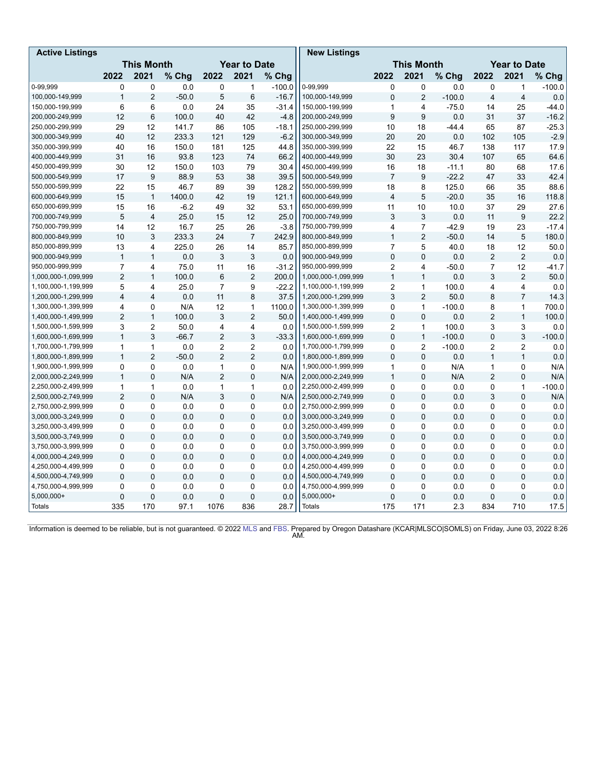## Active Listings

| | This Month | | | Year to Date | | |
|---|---|---|---|---|---|---|
| | 2022 | 2021 | % Chg | 2022 | 2021 | % Chg |
| 0-99,999 | 0 | 0 | 0.0 | 0 | 1 | -100.0 |
| 100,000-149,999 | 1 | 2 | -50.0 | 5 | 6 | -16.7 |
| 150,000-199,999 | 6 | 6 | 0.0 | 24 | 35 | -31.4 |
| 200,000-249,999 | 12 | 6 | 100.0 | 40 | 42 | -4.8 |
| 250,000-299,999 | 29 | 12 | 141.7 | 86 | 105 | -18.1 |
| 300,000-349,999 | 40 | 12 | 233.3 | 121 | 129 | -6.2 |
| 350,000-399,999 | 40 | 16 | 150.0 | 181 | 125 | 44.8 |
| 400,000-449,999 | 31 | 16 | 93.8 | 123 | 74 | 66.2 |
| 450,000-499,999 | 30 | 12 | 150.0 | 103 | 79 | 30.4 |
| 500,000-549,999 | 17 | 9 | 88.9 | 53 | 38 | 39.5 |
| 550,000-599,999 | 22 | 15 | 46.7 | 89 | 39 | 128.2 |
| 600,000-649,999 | 15 | 1 | 1400.0 | 42 | 19 | 121.1 |
| 650,000-699,999 | 15 | 16 | -6.2 | 49 | 32 | 53.1 |
| 700,000-749,999 | 5 | 4 | 25.0 | 15 | 12 | 25.0 |
| 750,000-799,999 | 14 | 12 | 16.7 | 25 | 26 | -3.8 |
| 800,000-849,999 | 10 | 3 | 233.3 | 24 | 7 | 242.9 |
| 850,000-899,999 | 13 | 4 | 225.0 | 26 | 14 | 85.7 |
| 900,000-949,999 | 1 | 1 | 0.0 | 3 | 3 | 0.0 |
| 950,000-999,999 | 7 | 4 | 75.0 | 11 | 16 | -31.2 |
| 1,000,000-1,099,999 | 2 | 1 | 100.0 | 6 | 2 | 200.0 |
| 1,100,000-1,199,999 | 5 | 4 | 25.0 | 7 | 9 | -22.2 |
| 1,200,000-1,299,999 | 4 | 4 | 0.0 | 11 | 8 | 37.5 |
| 1,300,000-1,399,999 | 4 | 0 | N/A | 12 | 1 | 1100.0 |
| 1,400,000-1,499,999 | 2 | 1 | 100.0 | 3 | 2 | 50.0 |
| 1,500,000-1,599,999 | 3 | 2 | 50.0 | 4 | 4 | 0.0 |
| 1,600,000-1,699,999 | 1 | 3 | -66.7 | 2 | 3 | -33.3 |
| 1,700,000-1,799,999 | 1 | 1 | 0.0 | 2 | 2 | 0.0 |
| 1,800,000-1,899,999 | 1 | 2 | -50.0 | 2 | 2 | 0.0 |
| 1,900,000-1,999,999 | 0 | 0 | 0.0 | 1 | 0 | N/A |
| 2,000,000-2,249,999 | 1 | 0 | N/A | 2 | 0 | N/A |
| 2,250,000-2,499,999 | 1 | 1 | 0.0 | 1 | 1 | 0.0 |
| 2,500,000-2,749,999 | 2 | 0 | N/A | 3 | 0 | N/A |
| 2,750,000-2,999,999 | 0 | 0 | 0.0 | 0 | 0 | 0.0 |
| 3,000,000-3,249,999 | 0 | 0 | 0.0 | 0 | 0 | 0.0 |
| 3,250,000-3,499,999 | 0 | 0 | 0.0 | 0 | 0 | 0.0 |
| 3,500,000-3,749,999 | 0 | 0 | 0.0 | 0 | 0 | 0.0 |
| 3,750,000-3,999,999 | 0 | 0 | 0.0 | 0 | 0 | 0.0 |
| 4,000,000-4,249,999 | 0 | 0 | 0.0 | 0 | 0 | 0.0 |
| 4,250,000-4,499,999 | 0 | 0 | 0.0 | 0 | 0 | 0.0 |
| 4,500,000-4,749,999 | 0 | 0 | 0.0 | 0 | 0 | 0.0 |
| 4,750,000-4,999,999 | 0 | 0 | 0.0 | 0 | 0 | 0.0 |
| 5,000,000+ | 0 | 0 | 0.0 | 0 | 0 | 0.0 |
| Totals | 335 | 170 | 97.1 | 1076 | 836 | 28.7 |

## New Listings

| | This Month | | | Year to Date | | |
|---|---|---|---|---|---|---|
| | 2022 | 2021 | % Chg | 2022 | 2021 | % Chg |
| 0-99,999 | 0 | 0 | 0.0 | 0 | 1 | -100.0 |
| 100,000-149,999 | 0 | 2 | -100.0 | 4 | 4 | 0.0 |
| 150,000-199,999 | 1 | 4 | -75.0 | 14 | 25 | -44.0 |
| 200,000-249,999 | 9 | 9 | 0.0 | 31 | 37 | -16.2 |
| 250,000-299,999 | 10 | 18 | -44.4 | 65 | 87 | -25.3 |
| 300,000-349,999 | 20 | 20 | 0.0 | 102 | 105 | -2.9 |
| 350,000-399,999 | 22 | 15 | 46.7 | 138 | 117 | 17.9 |
| 400,000-449,999 | 30 | 23 | 30.4 | 107 | 65 | 64.6 |
| 450,000-499,999 | 16 | 18 | -11.1 | 80 | 68 | 17.6 |
| 500,000-549,999 | 7 | 9 | -22.2 | 47 | 33 | 42.4 |
| 550,000-599,999 | 18 | 8 | 125.0 | 66 | 35 | 88.6 |
| 600,000-649,999 | 4 | 5 | -20.0 | 35 | 16 | 118.8 |
| 650,000-699,999 | 11 | 10 | 10.0 | 37 | 29 | 27.6 |
| 700,000-749,999 | 3 | 3 | 0.0 | 11 | 9 | 22.2 |
| 750,000-799,999 | 4 | 7 | -42.9 | 19 | 23 | -17.4 |
| 800,000-849,999 | 1 | 2 | -50.0 | 14 | 5 | 180.0 |
| 850,000-899,999 | 7 | 5 | 40.0 | 18 | 12 | 50.0 |
| 900,000-949,999 | 0 | 0 | 0.0 | 2 | 2 | 0.0 |
| 950,000-999,999 | 2 | 4 | -50.0 | 7 | 12 | -41.7 |
| 1,000,000-1,099,999 | 1 | 1 | 0.0 | 3 | 2 | 50.0 |
| 1,100,000-1,199,999 | 2 | 1 | 100.0 | 4 | 4 | 0.0 |
| 1,200,000-1,299,999 | 3 | 2 | 50.0 | 8 | 7 | 14.3 |
| 1,300,000-1,399,999 | 0 | 1 | -100.0 | 8 | 1 | 700.0 |
| 1,400,000-1,499,999 | 0 | 0 | 0.0 | 2 | 1 | 100.0 |
| 1,500,000-1,599,999 | 2 | 1 | 100.0 | 3 | 3 | 0.0 |
| 1,600,000-1,699,999 | 0 | 1 | -100.0 | 0 | 3 | -100.0 |
| 1,700,000-1,799,999 | 0 | 2 | -100.0 | 2 | 2 | 0.0 |
| 1,800,000-1,899,999 | 0 | 0 | 0.0 | 1 | 1 | 0.0 |
| 1,900,000-1,999,999 | 1 | 0 | N/A | 1 | 0 | N/A |
| 2,000,000-2,249,999 | 1 | 0 | N/A | 2 | 0 | N/A |
| 2,250,000-2,499,999 | 0 | 0 | 0.0 | 0 | 1 | -100.0 |
| 2,500,000-2,749,999 | 0 | 0 | 0.0 | 3 | 0 | N/A |
| 2,750,000-2,999,999 | 0 | 0 | 0.0 | 0 | 0 | 0.0 |
| 3,000,000-3,249,999 | 0 | 0 | 0.0 | 0 | 0 | 0.0 |
| 3,250,000-3,499,999 | 0 | 0 | 0.0 | 0 | 0 | 0.0 |
| 3,500,000-3,749,999 | 0 | 0 | 0.0 | 0 | 0 | 0.0 |
| 3,750,000-3,999,999 | 0 | 0 | 0.0 | 0 | 0 | 0.0 |
| 4,000,000-4,249,999 | 0 | 0 | 0.0 | 0 | 0 | 0.0 |
| 4,250,000-4,499,999 | 0 | 0 | 0.0 | 0 | 0 | 0.0 |
| 4,500,000-4,749,999 | 0 | 0 | 0.0 | 0 | 0 | 0.0 |
| 4,750,000-4,999,999 | 0 | 0 | 0.0 | 0 | 0 | 0.0 |
| 5,000,000+ | 0 | 0 | 0.0 | 0 | 0 | 0.0 |
| Totals | 175 | 171 | 2.3 | 834 | 710 | 17.5 |

Information is deemed to be reliable, but is not guaranteed. © 2022 MLS and FBS. Prepared by Oregon Datashare (KCAR|MLSCO|SOMLS) on Friday, June 03, 2022 8:26 AM.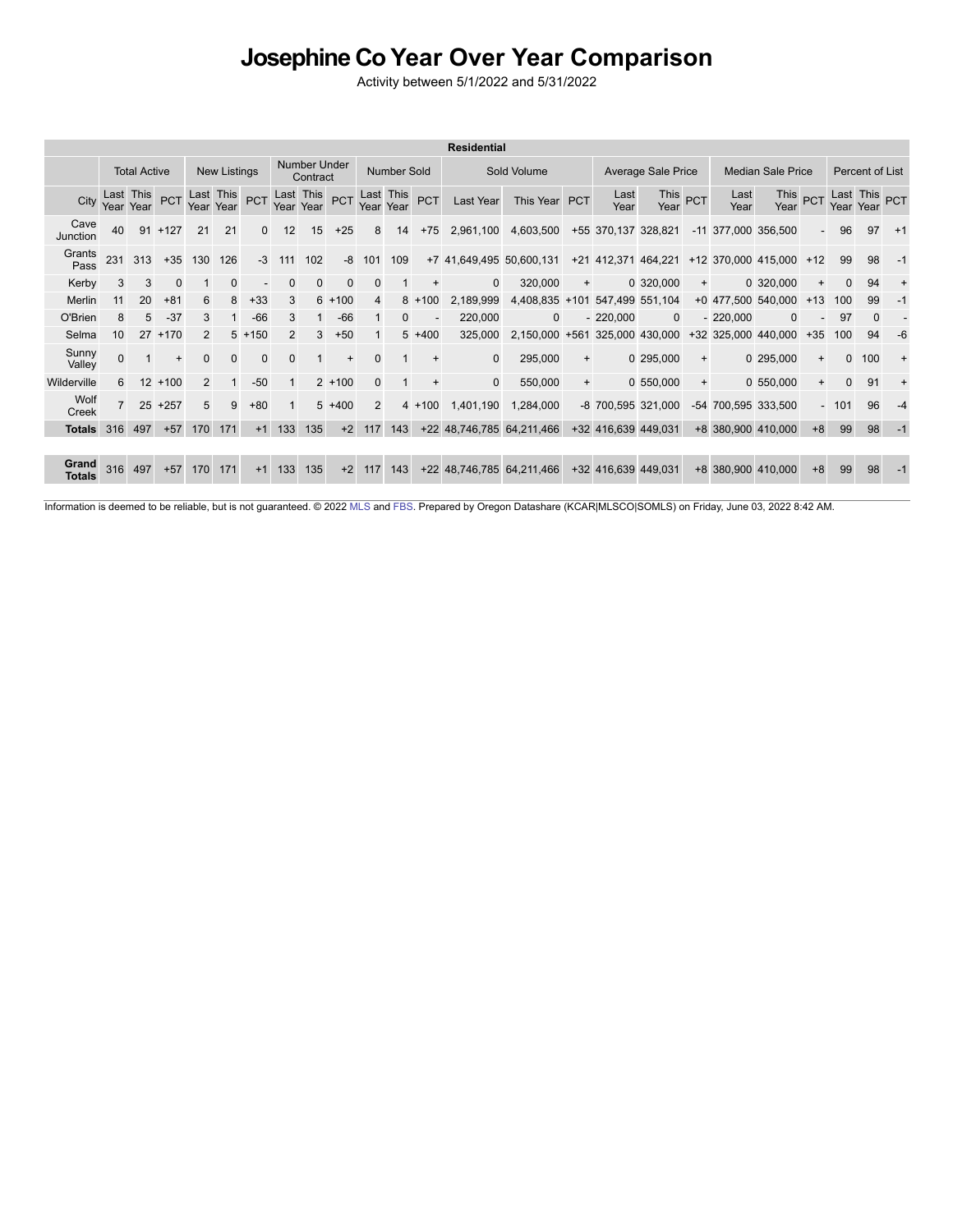# Josephine Co Year Over Year Comparison

Activity between 5/1/2022 and 5/31/2022

| Residential | | | | | | | | | | | | | | | | | | | | | | | | | | | |
|---|---|---|---|---|---|---|---|---|---|---|---|---|---|---|---|---|---|---|---|---|---|---|---|---|---|---|---|
| | Total Active | | | New Listings | | | Number Under Contract | | | Number Sold | | | Sold Volume | | | Average Sale Price | | | Median Sale Price | | | Percent of List | | |
| City | Last Year | This Year | PCT | Last Year | This Year | PCT | Last Year | This Year | PCT | Last Year | This Year | PCT | Last Year | This Year | PCT | Last Year | This Year | PCT | Last Year | This Year | PCT | Last Year | This Year | PCT |
| Cave Junction | 40 | 91 | +127 | 21 | 21 | 0 | 12 | 15 | +25 | 8 | 14 | +75 | 2,961,100 | 4,603,500 | +55 | 370,137 | 328,821 | -11 | 377,000 | 356,500 | - | 96 | 97 | +1 |
| Grants Pass | 231 | 313 | +35 | 130 | 126 | -3 | 111 | 102 | -8 | 101 | 109 | +7 | 41,649,495 | 50,600,131 | +21 | 412,371 | 464,221 | +12 | 370,000 | 415,000 | +12 | 99 | 98 | -1 |
| Kerby | 3 | 3 | 0 | 1 | 0 | - | 0 | 0 | 0 | 0 | 1 | + | 0 | 320,000 | + | 0 | 320,000 | + | 0 | 320,000 | + | 0 | 94 | + |
| Merlin | 11 | 20 | +81 | 6 | 8 | +33 | 3 | 6 | +100 | 4 | 8 | +100 | 2,189,999 | 4,408,835 | +101 | 547,499 | 551,104 | +0 | 477,500 | 540,000 | +13 | 100 | 99 | -1 |
| O'Brien | 8 | 5 | -37 | 3 | 1 | -66 | 3 | 1 | -66 | 1 | 0 | - | 220,000 | 0 | - | 220,000 | 0 | - | 220,000 | 0 | - | 97 | 0 | - |
| Selma | 10 | 27 | +170 | 2 | 5 | +150 | 2 | 3 | +50 | 1 | 5 | +400 | 325,000 | 2,150,000 | +561 | 325,000 | 430,000 | +32 | 325,000 | 440,000 | +35 | 100 | 94 | -6 |
| Sunny Valley | 0 | 1 | + | 0 | 0 | 0 | 0 | 1 | + | 0 | 1 | + | 0 | 295,000 | + | 0 | 295,000 | + | 0 | 295,000 | + | 0 | 100 | + |
| Wilderville | 6 | 12 | +100 | 2 | 1 | -50 | 1 | 2 | +100 | 0 | 1 | + | 0 | 550,000 | + | 0 | 550,000 | + | 0 | 550,000 | + | 0 | 91 | + |
| Wolf Creek | 7 | 25 | +257 | 5 | 9 | +80 | 1 | 5 | +400 | 2 | 4 | +100 | 1,401,190 | 1,284,000 | -8 | 700,595 | 321,000 | -54 | 700,595 | 333,500 | - | 101 | 96 | -4 |
| **Totals** | 316 | 497 | +57 | 170 | 171 | +1 | 133 | 135 | +2 | 117 | 143 | +22 | 48,746,785 | 64,211,466 | +32 | 416,639 | 449,031 | +8 | 380,900 | 410,000 | +8 | 99 | 98 | -1 |
| **Grand Totals** | 316 | 497 | +57 | 170 | 171 | +1 | 133 | 135 | +2 | 117 | 143 | +22 | 48,746,785 | 64,211,466 | +32 | 416,639 | 449,031 | +8 | 380,900 | 410,000 | +8 | 99 | 98 | -1 |

Information is deemed to be reliable, but is not guaranteed. © 2022 MLS and FBS. Prepared by Oregon Datashare (KCAR|MLSCO|SOMLS) on Friday, June 03, 2022 8:42 AM.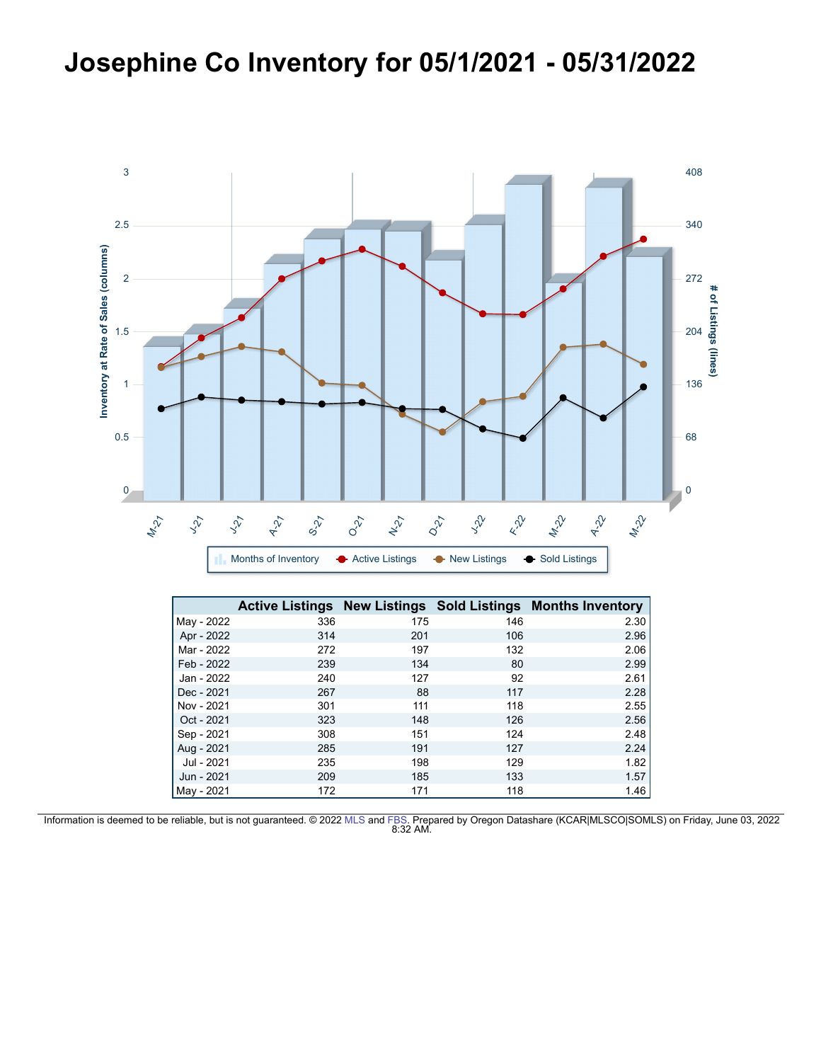# Josephine Co Inventory for 05/1/2021 - 05/31/2022

| | Active Listings | New Listings | Sold Listings | Months Inventory |
|---|---|---|---|---|
| May - 2022 | 336 | 175 | 146 | 2.30 |
| Apr - 2022 | 314 | 201 | 106 | 2.96 |
| Mar - 2022 | 272 | 197 | 132 | 2.06 |
| Feb - 2022 | 239 | 134 | 80 | 2.99 |
| Jan - 2022 | 240 | 127 | 92 | 2.61 |
| Dec - 2021 | 267 | 88 | 117 | 2.28 |
| Nov - 2021 | 301 | 111 | 118 | 2.55 |
| Oct - 2021 | 323 | 148 | 126 | 2.56 |
| Sep - 2021 | 308 | 151 | 124 | 2.48 |
| Aug - 2021 | 285 | 191 | 127 | 2.24 |
| Jul - 2021 | 235 | 198 | 129 | 1.82 |
| Jun - 2021 | 209 | 185 | 133 | 1.57 |
| May - 2021 | 172 | 171 | 118 | 1.46 |

Information is deemed to be reliable, but is not guaranteed. © 2022 MLS and FBS. Prepared by Oregon Datashare (KCAR|MLSCO|SOMLS) on Friday, June 03, 2022 8:32 AM.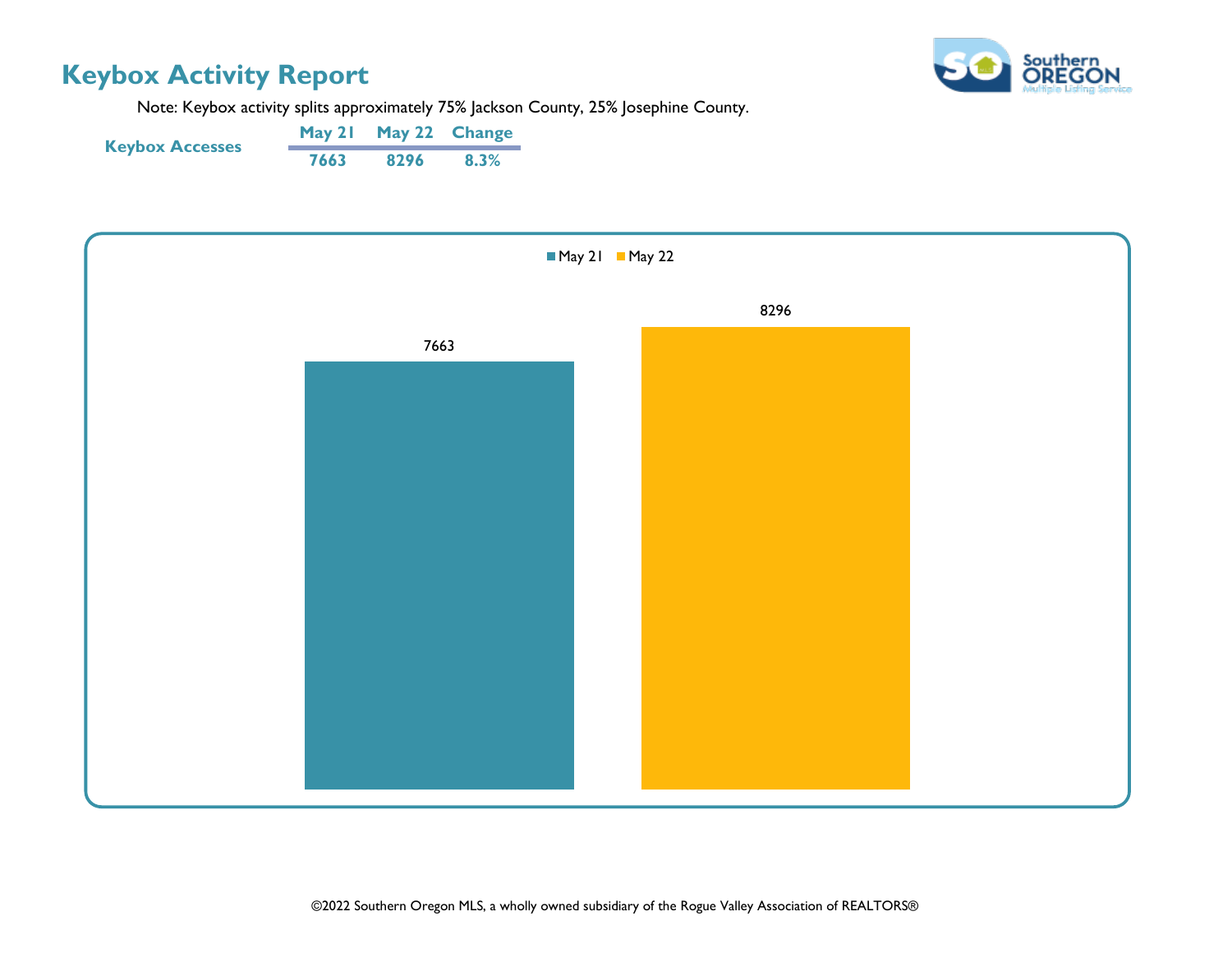# Keybox Activity Report

Note: Keybox activity splits approximately 75% Jackson County, 25% Josephine County.

| | May 21 | May 22 | Change |
|---|---|---|---|
| Keybox Accesses | 7663 | 8296 | 8.3% |

May 21 May 22

7663

8296

©2022 Southern Oregon MLS, a wholly owned subsidiary of the Rogue Valley Association of REALTORS®